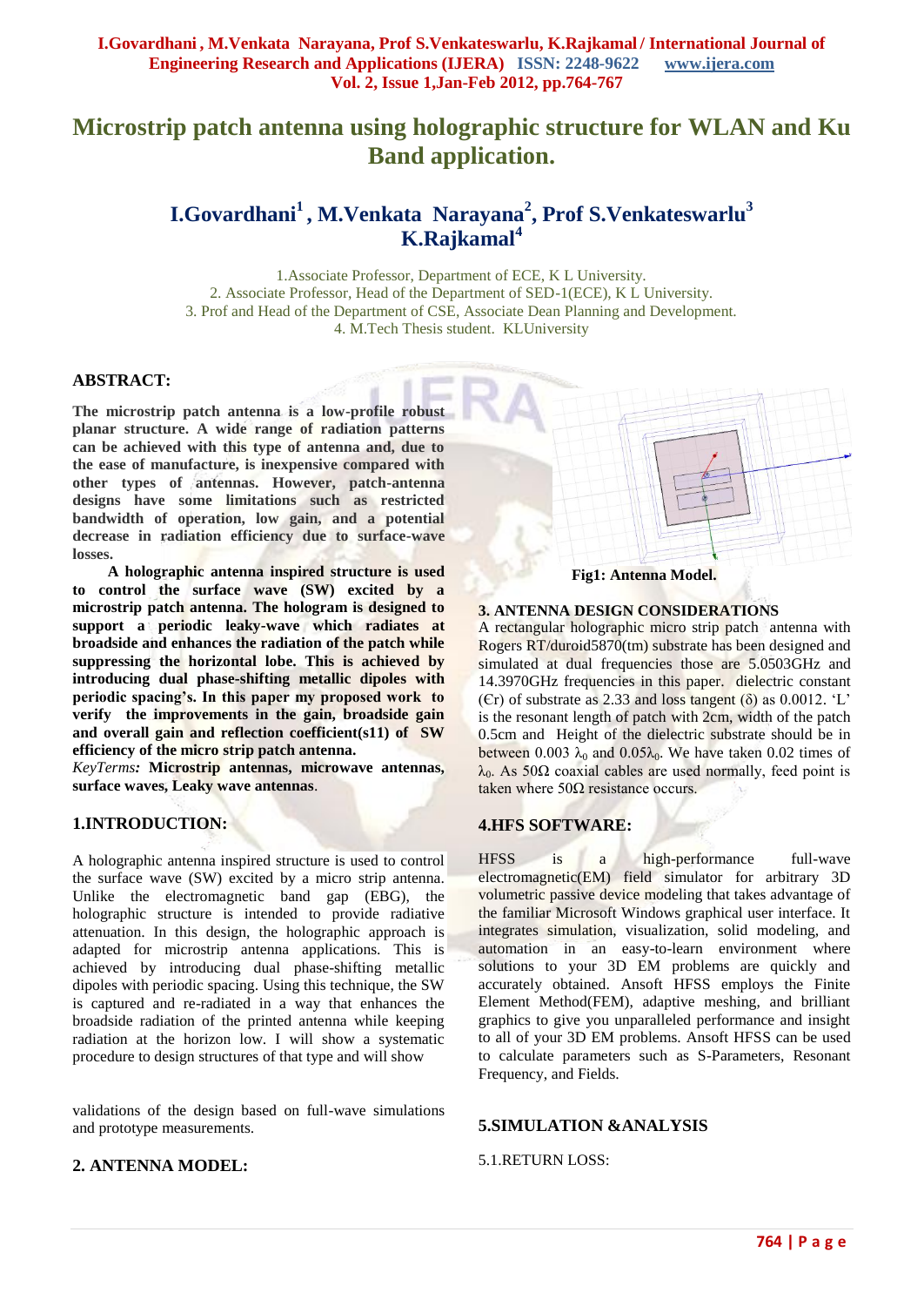# Microstrip patch antenna using holographic structure for WLAN and Ku Band application.

## I.Govardhani[1], M.Venkata Narayana[2], Prof S.Venkateswarlu[3] K.Rajkamal[4]

1.Associate Professor, Department of ECE, K L University.
2. Associate Professor, Head of the Department of SED-1(ECE), K L University.
3. Prof and Head of the Department of CSE, Associate Dean Planning and Development.
4. M.Tech Thesis student. KLUniversity

### ABSTRACT:

**The microstrip patch antenna is a low-profile robust planar structure. A wide range of radiation patterns can be achieved with this type of antenna and, due to the ease of manufacture, is inexpensive compared with other types of antennas. However, patch-antenna designs have some limitations such as restricted bandwidth of operation, low gain, and a potential decrease in radiation efficiency due to surface-wave losses.**

**A holographic antenna inspired structure is used to control the surface wave (SW) excited by a microstrip patch antenna. The hologram is designed to support a periodic leaky-wave which radiates at broadside and enhances the radiation of the patch while suppressing the horizontal lobe. This is achieved by introducing dual phase-shifting metallic dipoles with periodic spacing's. In this paper my proposed work to verify the improvements in the gain, broadside gain and overall gain and reflection coefficient(s11) of SW efficiency of the micro strip patch antenna.**

*KeyTerms:* **Microstrip antennas, microwave antennas, surface waves, Leaky wave antennas**.

### 1.INTRODUCTION:

A holographic antenna inspired structure is used to control the surface wave (SW) excited by a micro strip antenna. Unlike the electromagnetic band gap (EBG), the holographic structure is intended to provide radiative attenuation. In this design, the holographic approach is adapted for microstrip antenna applications. This is achieved by introducing dual phase-shifting metallic dipoles with periodic spacing. Using this technique, the SW is captured and re-radiated in a way that enhances the broadside radiation of the printed antenna while keeping radiation at the horizon low. I will show a systematic procedure to design structures of that type and will show validations of the design based on full-wave simulations and prototype measurements.

### 2. ANTENNA MODEL:

**Fig1: Antenna Model.**

### 3. ANTENNA DESIGN CONSIDERATIONS

A rectangular holographic micro strip patch antenna with Rogers RT/duroid5870(tm) substrate has been designed and simulated at dual frequencies those are 5.0503GHz and 14.3970GHz frequencies in this paper. dielectric constant ($\epsilon r$) of substrate as 2.33 and loss tangent ($\delta$) as 0.0012. 'L' is the resonant length of patch with 2cm, width of the patch 0.5cm and Height of the dielectric substrate should be in between 0.003 $\lambda_0$ and 0.05$\lambda_0$. We have taken 0.02 times of $\lambda_0$. As 50Ω coaxial cables are used normally, feed point is taken where 50Ω resistance occurs.

### 4.HFS SOFTWARE:

HFSS is a high-performance full-wave electromagnetic(EM) field simulator for arbitrary 3D volumetric passive device modeling that takes advantage of the familiar Microsoft Windows graphical user interface. It integrates simulation, visualization, solid modeling, and automation in an easy-to-learn environment where solutions to your 3D EM problems are quickly and accurately obtained. Ansoft HFSS employs the Finite Element Method(FEM), adaptive meshing, and brilliant graphics to give you unparalleled performance and insight to all of your 3D EM problems. Ansoft HFSS can be used to calculate parameters such as S-Parameters, Resonant Frequency, and Fields.

### 5.SIMULATION &ANALYSIS

5.1.RETURN LOSS: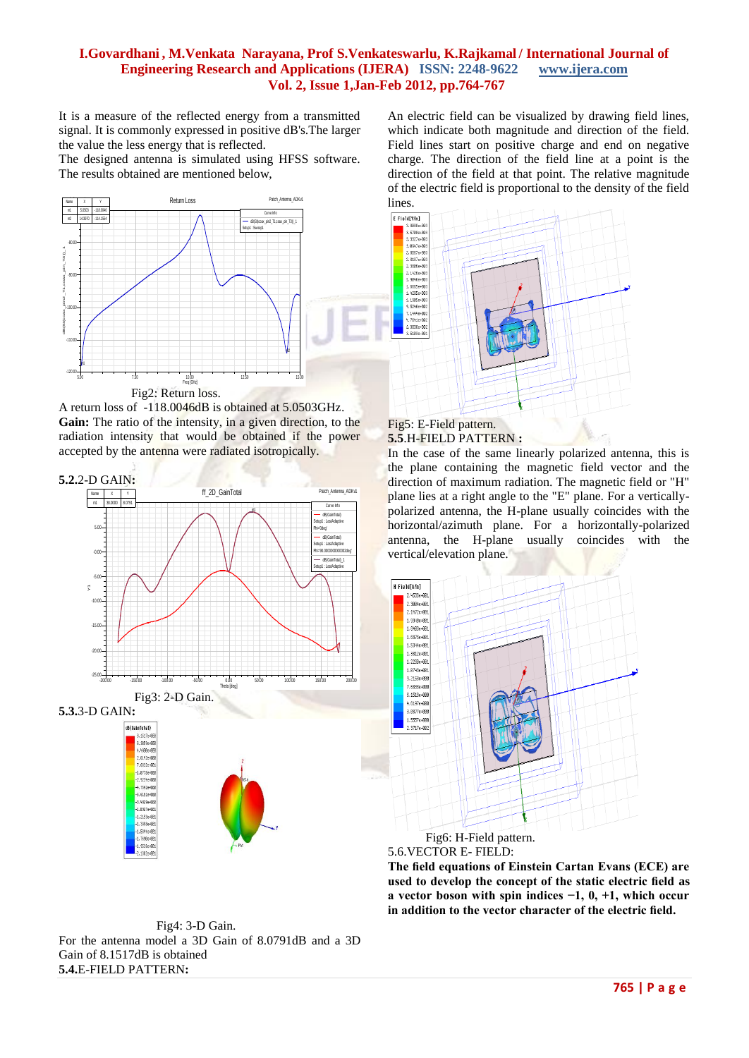It is a measure of the reflected energy from a transmitted signal. It is commonly expressed in positive dB's.The larger the value the less energy that is reflected.

The designed antenna is simulated using HFSS software. The results obtained are mentioned below,

Fig2: Return loss.

A return loss of -118.0046dB is obtained at 5.0503GHz.

**Gain:** The ratio of the intensity, in a given direction, to the radiation intensity that would be obtained if the power accepted by the antenna were radiated isotropically.

**5.2.**2-D GAIN**:**

Fig3: 2-D Gain.

**5.3.**3-D GAIN**:**

Fig4: 3-D Gain.

For the antenna model a 3D Gain of 8.0791dB and a 3D Gain of 8.1517dB is obtained

**5.4.**E-FIELD PATTERN**:**

An electric field can be visualized by drawing field lines, which indicate both magnitude and direction of the field. Field lines start on positive charge and end on negative charge. The direction of the field line at a point is the direction of the field at that point. The relative magnitude of the electric field is proportional to the density of the field lines.

Fig5: E-Field pattern.

**5.5.**H-FIELD PATTERN **:**

In the case of the same linearly polarized antenna, this is the plane containing the magnetic field vector and the direction of maximum radiation. The magnetic field or "H" plane lies at a right angle to the "E" plane. For a vertically-polarized antenna, the H-plane usually coincides with the horizontal/azimuth plane. For a horizontally-polarized antenna, the H-plane usually coincides with the vertical/elevation plane.

Fig6: H-Field pattern.

5.6.VECTOR E- FIELD:

**The field equations of Einstein Cartan Evans (ECE) are used to develop the concept of the static electric field as a vector boson with spin indices −1, 0, +1, which occur in addition to the vector character of the electric field.**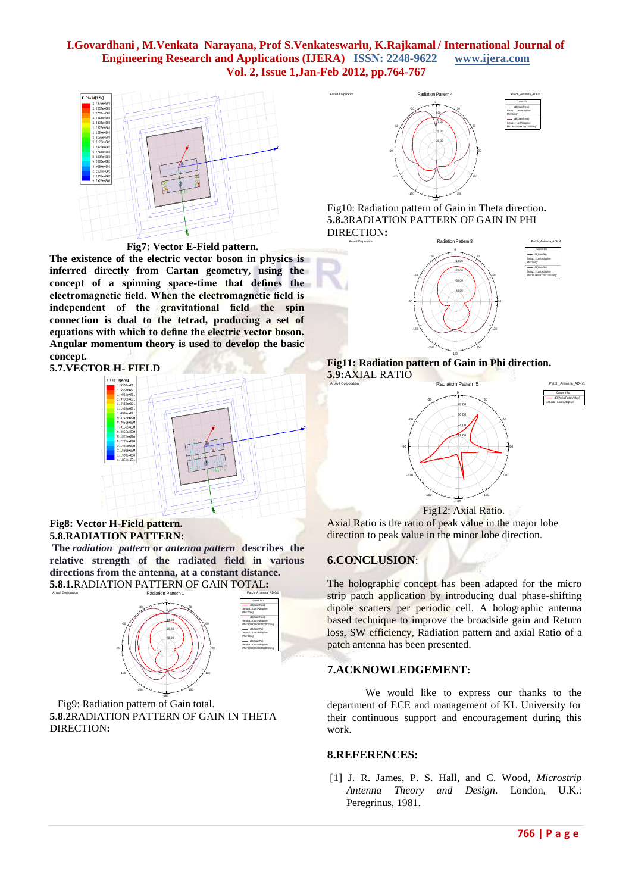Fig7: Vector E-Field pattern.

**The existence of the electric vector boson in physics is inferred directly from Cartan geometry, using the concept of a spinning space-time that defines the electromagnetic field. When the electromagnetic field is independent of the gravitational field the spin connection is dual to the tetrad, producing a set of equations with which to define the electric vector boson. Angular momentum theory is used to develop the basic concept.**

### 5.7.VECTOR H- FIELD

**Fig8: Vector H-Field pattern.**

### 5.8.RADIATION PATTERN:

**The *radiation pattern* or *antenna pattern* describes the relative strength of the radiated field in various directions from the antenna, at a constant distance.**

**5.8.1.**RADIATION PATTERN OF GAIN TOTAL**:**

Fig9: Radiation pattern of Gain total.

**5.8.2**RADIATION PATTERN OF GAIN IN THETA DIRECTION**:**

Fig10: Radiation pattern of Gain in Theta direction**.**

**5.8.**3RADIATION PATTERN OF GAIN IN PHI DIRECTION**:**

**Fig11: Radiation pattern of Gain in Phi direction.**

**5.9:**AXIAL RATIO

Fig12: Axial Ratio.

Axial Ratio is the ratio of peak value in the major lobe direction to peak value in the minor lobe direction.

## 6.CONCLUSION:

The holographic concept has been adapted for the micro strip patch application by introducing dual phase-shifting dipole scatters per periodic cell. A holographic antenna based technique to improve the broadside gain and Return loss, SW efficiency, Radiation pattern and axial Ratio of a patch antenna has been presented.

## 7.ACKNOWLEDGEMENT:

We would like to express our thanks to the department of ECE and management of KL University for their continuous support and encouragement during this work.

## 8.REFERENCES:

[1] J. R. James, P. S. Hall, and C. Wood, *Microstrip Antenna Theory and Design*. London, U.K.: Peregrinus, 1981.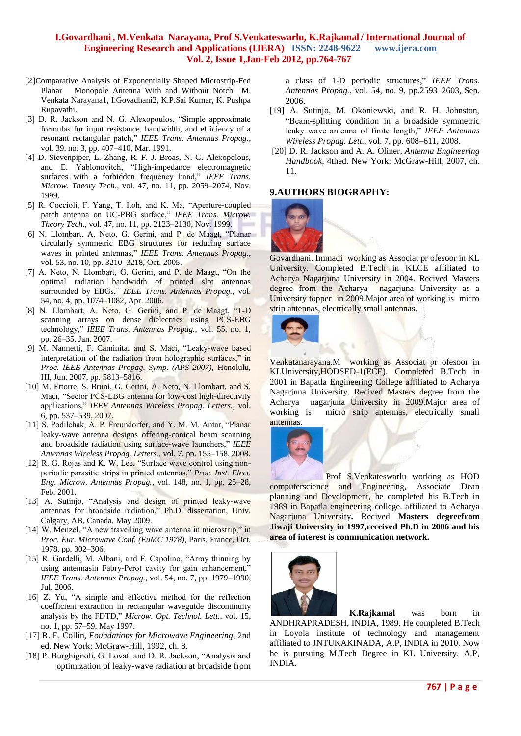[2]Comparative Analysis of Exponentially Shaped Microstrip-Fed Planar Monopole Antenna With and Without Notch M. Venkata Narayana1, I.Govadhani2, K.P.Sai Kumar, K. Pushpa Rupavathi.

[3] D. R. Jackson and N. G. Alexopoulos, "Simple approximate formulas for input resistance, bandwidth, and efficiency of a resonant rectangular patch," *IEEE Trans. Antennas Propag.*, vol. 39, no. 3, pp. 407–410, Mar. 1991.

[4] D. Sievenpiper, L. Zhang, R. F. J. Broas, N. G. Alexopolous, and E. Yablonovitch, "High-impedance electromagnetic surfaces with a forbidden frequency band," *IEEE Trans. Microw. Theory Tech.*, vol. 47, no. 11, pp. 2059–2074, Nov. 1999.

[5] R. Coccioli, F. Yang, T. Itoh, and K. Ma, "Aperture-coupled patch antenna on UC-PBG surface," *IEEE Trans. Microw. Theory Tech.*, vol. 47, no. 11, pp. 2123–2130, Nov. 1999.

[6] N. Llombart, A. Neto, G. Gerini, and P. de Maagt, "Planar circularly symmetric EBG structures for reducing surface waves in printed antennas," *IEEE Trans. Antennas Propag.*, vol. 53, no. 10, pp. 3210–3218, Oct. 2005.

[7] A. Neto, N. Llombart, G. Gerini, and P. de Maagt, "On the optimal radiation bandwidth of printed slot antennas surrounded by EBGs," *IEEE Trans. Antennas Propag.*, vol. 54, no. 4, pp. 1074–1082, Apr. 2006.

[8] N. Llombart, A. Neto, G. Gerini, and P. de Maagt, "1-D scanning arrays on dense dielectrics using PCS-EBG technology," *IEEE Trans. Antennas Propag.*, vol. 55, no. 1, pp. 26–35, Jan. 2007.

[9] M. Nannetti, F. Caminita, and S. Maci, "Leaky-wave based interpretation of the radiation from holographic surfaces," in *Proc. IEEE Antennas Propag. Symp. (APS 2007)*, Honolulu, HI, Jun. 2007, pp. 5813–5816.

[10] M. Ettorre, S. Bruni, G. Gerini, A. Neto, N. Llombart, and S. Maci, "Sector PCS-EBG antenna for low-cost high-directivity applications," *IEEE Antennas Wireless Propag. Letters.*, vol. 6, pp. 537–539, 2007.

[11] S. Podilchak, A. P. Freundorfer, and Y. M. M. Antar, "Planar leaky-wave antenna designs offering-conical beam scanning and broadside radiation using surface-wave launchers," *IEEE Antennas Wireless Propag. Letters.*, vol. 7, pp. 155–158, 2008.

[12] R. G. Rojas and K. W. Lee, "Surface wave control using non-periodic parasitic strips in printed antennas," *Proc. Inst. Elect. Eng. Microw. Antennas Propag.*, vol. 148, no. 1, pp. 25–28, Feb. 2001.

[13] A. Sutinjo, "Analysis and design of printed leaky-wave antennas for broadside radiation," Ph.D. dissertation, Univ. Calgary, AB, Canada, May 2009.

[14] W. Menzel, "A new travelling wave antenna in microstrip," in *Proc. Eur. Microwave Conf. (EuMC 1978)*, Paris, France, Oct. 1978, pp. 302–306.

[15] R. Gardelli, M. Albani, and F. Capolino, "Array thinning by using antennasin Fabry-Perot cavity for gain enhancement," *IEEE Trans. Antennas Propag.*, vol. 54, no. 7, pp. 1979–1990, Jul. 2006.

[16] Z. Yu, "A simple and effective method for the reflection coefficient extraction in rectangular waveguide discontinuity analysis by the FDTD," *Microw. Opt. Technol. Lett.*, vol. 15, no. 1, pp. 57–59, May 1997.

[17] R. E. Collin, *Foundations for Microwave Engineering*, 2nd ed. New York: McGraw-Hill, 1992, ch. 8.

[18] P. Burghignoli, G. Lovat, and D. R. Jackson, "Analysis and optimization of leaky-wave radiation at broadside from a class of 1-D periodic structures," *IEEE Trans. Antennas Propag.*, vol. 54, no. 9, pp.2593–2603, Sep. 2006.

[19] A. Sutinjo, M. Okoniewski, and R. H. Johnston, "Beam-splitting condition in a broadside symmetric leaky wave antenna of finite length," *IEEE Antennas Wireless Propag. Lett.*, vol. 7, pp. 608–611, 2008.

[20] D. R. Jackson and A. A. Oliner, *Antenna Engineering Handbook*, 4thed. New York: McGraw-Hill, 2007, ch. 11.

## 9.AUTHORS BIOGRAPHY:

Govardhani. Immadi working as Associat pr ofesoor in KL University. Completed B.Tech in KLCE affiliated to Acharya Nagarjuna University in 2004. Recived Masters degree from the Acharya nagarjuna University as a University topper in 2009.Major area of working is micro strip antennas, electrically small antennas.

Venkatanarayana.M working as Associat pr ofesoor in KLUniversity,HODSED-1(ECE). Completed B.Tech in 2001 in Bapatla Engineering College affiliated to Acharya Nagarjuna University. Recived Masters degree from the Acharya nagarjuna University in 2009.Major area of working is micro strip antennas, electrically small antennas.

Prof S.Venkateswarlu working as HOD computerscience and Engineering, Associate Dean planning and Development, he completed his B.Tech in 1989 in Bapatla engineering college. affiliated to Acharya Nagarjuna University**.** Recived **Masters degreefrom Jiwaji University in 1997,received Ph.D in 2006 and his area of interest is communication network.**

**K.Rajkamal** was born in ANDHRAPRADESH, INDIA, 1989. He completed B.Tech in Loyola institute of technology and management affiliated to JNTUKAKINADA, A.P, INDIA in 2010. Now he is pursuing M.Tech Degree in KL University, A.P, INDIA.